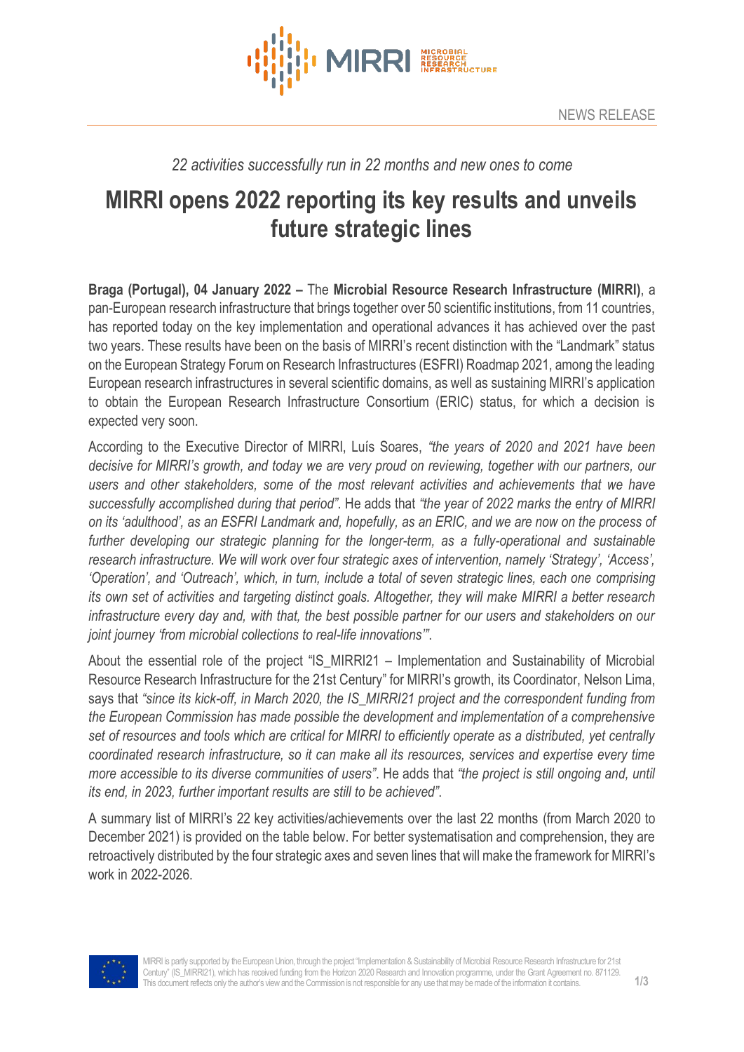NEWS RELEASE

*22 activities successfully run in 22 months and new ones to come*

# MIRRI opens 2022 reporting its key results and unveils future strategic lines

**Braga (Portugal), 04 January 2022 –** The **Microbial Resource Research Infrastructure (MIRRI)**, a pan-European research infrastructure that brings together over 50 scientific institutions, from 11 countries, has reported today on the key implementation and operational advances it has achieved over the past two years. These results have been on the basis of MIRRI's recent distinction with the "Landmark" status on the European Strategy Forum on Research Infrastructures (ESFRI) Roadmap 2021, among the leading European research infrastructures in several scientific domains, as well as sustaining MIRRI's application to obtain the European Research Infrastructure Consortium (ERIC) status, for which a decision is expected very soon.

According to the Executive Director of MIRRI, Luís Soares, *"the years of 2020 and 2021 have been decisive for MIRRI's growth, and today we are very proud on reviewing, together with our partners, our users and other stakeholders, some of the most relevant activities and achievements that we have successfully accomplished during that period"*. He adds that *"the year of 2022 marks the entry of MIRRI on its 'adulthood', as an ESFRI Landmark and, hopefully, as an ERIC, and we are now on the process of further developing our strategic planning for the longer-term, as a fully-operational and sustainable research infrastructure. We will work over four strategic axes of intervention, namely 'Strategy', 'Access', 'Operation', and 'Outreach', which, in turn, include a total of seven strategic lines, each one comprising its own set of activities and targeting distinct goals. Altogether, they will make MIRRI a better research infrastructure every day and, with that, the best possible partner for our users and stakeholders on our joint journey 'from microbial collections to real-life innovations'"*.

About the essential role of the project "IS_MIRRI21 – Implementation and Sustainability of Microbial Resource Research Infrastructure for the 21st Century" for MIRRI's growth, its Coordinator, Nelson Lima, says that *"since its kick-off, in March 2020, the IS_MIRRI21 project and the correspondent funding from the European Commission has made possible the development and implementation of a comprehensive set of resources and tools which are critical for MIRRI to efficiently operate as a distributed, yet centrally coordinated research infrastructure, so it can make all its resources, services and expertise every time more accessible to its diverse communities of users"*. He adds that *"the project is still ongoing and, until its end, in 2023, further important results are still to be achieved"*.

A summary list of MIRRI's 22 key activities/achievements over the last 22 months (from March 2020 to December 2021) is provided on the table below. For better systematisation and comprehension, they are retroactively distributed by the four strategic axes and seven lines that will make the framework for MIRRI's work in 2022-2026.

MIRRI is partly supported by the European Union, through the project "Implementation & Sustainability of Microbial Resource Research Infrastructure for 21st Century" (IS_MIRRI21), which has received funding from the Horizon 2020 Research and Innovation programme, under the Grant Agreement no. 871129. This document reflects only the author's view and the Commission is not responsible for any use that may be made of the information it contains.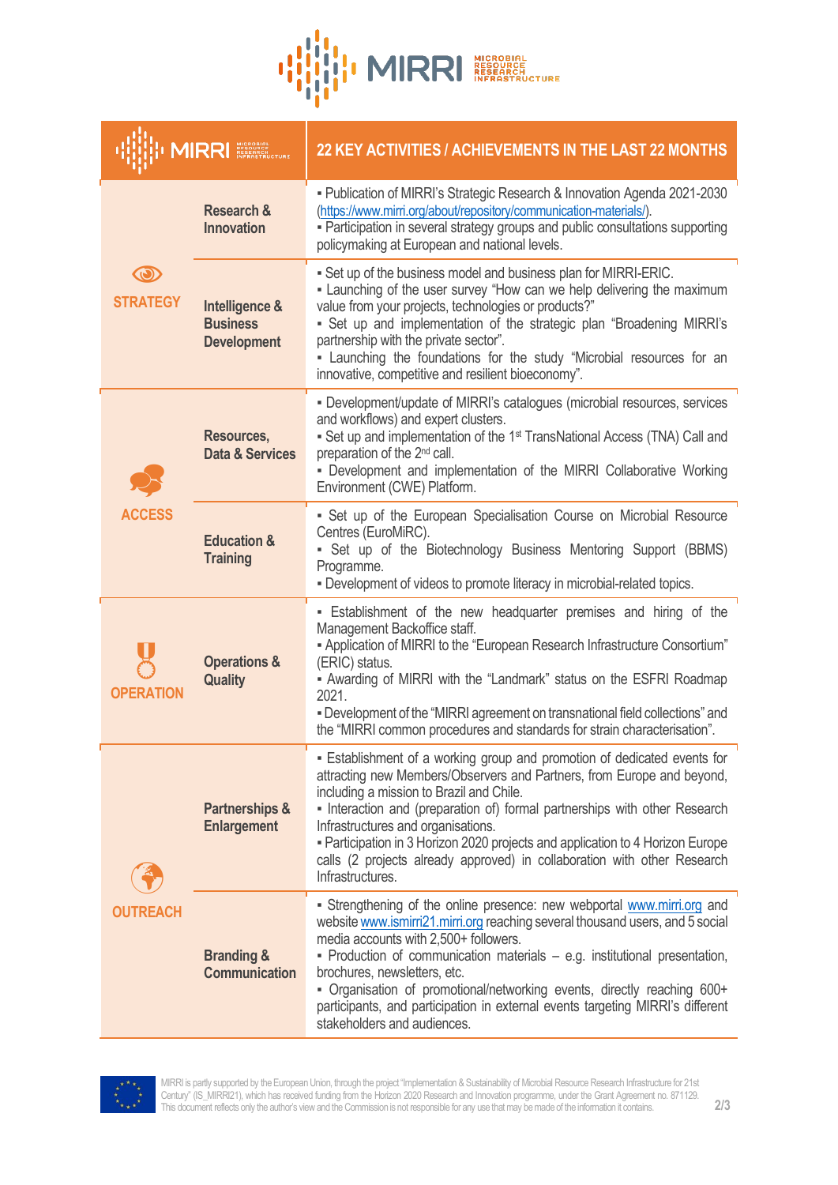| MIRRI | | 22 KEY ACTIVITIES / ACHIEVEMENTS IN THE LAST 22 MONTHS |
|---|---|---|
| STRATEGY | Research & Innovation | ▪ Publication of MIRRI's Strategic Research & Innovation Agenda 2021-2030 (https://www.mirri.org/about/repository/communication-materials/). ▪ Participation in several strategy groups and public consultations supporting policymaking at European and national levels. |
| | Intelligence & Business Development | ▪ Set up of the business model and business plan for MIRRI-ERIC. ▪ Launching of the user survey "How can we help delivering the maximum value from your projects, technologies or products?" ▪ Set up and implementation of the strategic plan "Broadening MIRRI's partnership with the private sector". ▪ Launching the foundations for the study "Microbial resources for an innovative, competitive and resilient bioeconomy". |
| ACCESS | Resources, Data & Services | ▪ Development/update of MIRRI's catalogues (microbial resources, services and workflows) and expert clusters. ▪ Set up and implementation of the 1st TransNational Access (TNA) Call and preparation of the 2nd call. ▪ Development and implementation of the MIRRI Collaborative Working Environment (CWE) Platform. |
| | Education & Training | ▪ Set up of the European Specialisation Course on Microbial Resource Centres (EuroMiRC). ▪ Set up of the Biotechnology Business Mentoring Support (BBMS) Programme. ▪ Development of videos to promote literacy in microbial-related topics. |
| OPERATION | Operations & Quality | ▪ Establishment of the new headquarter premises and hiring of the Management Backoffice staff. ▪ Application of MIRRI to the "European Research Infrastructure Consortium" (ERIC) status. ▪ Awarding of MIRRI with the "Landmark" status on the ESFRI Roadmap 2021. ▪ Development of the "MIRRI agreement on transnational field collections" and the "MIRRI common procedures and standards for strain characterisation". |
| OUTREACH | Partnerships & Enlargement | ▪ Establishment of a working group and promotion of dedicated events for attracting new Members/Observers and Partners, from Europe and beyond, including a mission to Brazil and Chile. ▪ Interaction and (preparation of) formal partnerships with other Research Infrastructures and organisations. ▪ Participation in 3 Horizon 2020 projects and application to 4 Horizon Europe calls (2 projects already approved) in collaboration with other Research Infrastructures. |
| | Branding & Communication | ▪ Strengthening of the online presence: new webportal www.mirri.org and website www.ismirri21.mirri.org reaching several thousand users, and 5 social media accounts with 2,500+ followers. ▪ Production of communication materials – e.g. institutional presentation, brochures, newsletters, etc. ▪ Organisation of promotional/networking events, directly reaching 600+ participants, and participation in external events targeting MIRRI's different stakeholders and audiences. |

MIRRI is partly supported by the European Union, through the project "Implementation & Sustainability of Microbial Resource Research Infrastructure for 21st Century" (IS_MIRRI21), which has received funding from the Horizon 2020 Research and Innovation programme, under the Grant Agreement no. 871129. This document reflects only the author's view and the Commission is not responsible for any use that may be made of the information it contains.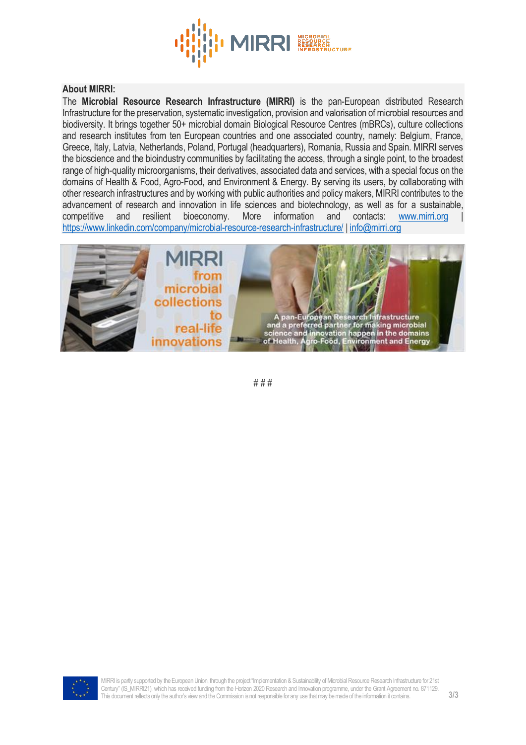**About MIRRI:**

The **Microbial Resource Research Infrastructure (MIRRI)** is the pan-European distributed Research Infrastructure for the preservation, systematic investigation, provision and valorisation of microbial resources and biodiversity. It brings together 50+ microbial domain Biological Resource Centres (mBRCs), culture collections and research institutes from ten European countries and one associated country, namely: Belgium, France, Greece, Italy, Latvia, Netherlands, Poland, Portugal (headquarters), Romania, Russia and Spain. MIRRI serves the bioscience and the bioindustry communities by facilitating the access, through a single point, to the broadest range of high-quality microorganisms, their derivatives, associated data and services, with a special focus on the domains of Health & Food, Agro-Food, and Environment & Energy. By serving its users, by collaborating with other research infrastructures and by working with public authorities and policy makers, MIRRI contributes to the advancement of research and innovation in life sciences and biotechnology, as well as for a sustainable, competitive and resilient bioeconomy. More information and contacts: [www.mirri.org](http://www.mirri.org) | [https://www.linkedin.com/company/microbial-resource-research-infrastructure/](https://www.linkedin.com/company/microbial-resource-research-infrastructure/) | [info@mirri.org](mailto:info@mirri.org)

MIRRI from microbial collections to real-life innovations

A pan-European Research Infrastructure and a preferred partner for making microbial science and innovation happen in the domains of Health, Agro-Food, Environment and Energy

###

MIRRI is partly supported by the European Union, through the project "Implementation & Sustainability of Microbial Resource Research Infrastructure for 21st Century" (IS_MIRRI21), which has received funding from the Horizon 2020 Research and Innovation programme, under the Grant Agreement no. 871129. This document reflects only the author's view and the Commission is not responsible for any use that may be made of the information it contains.